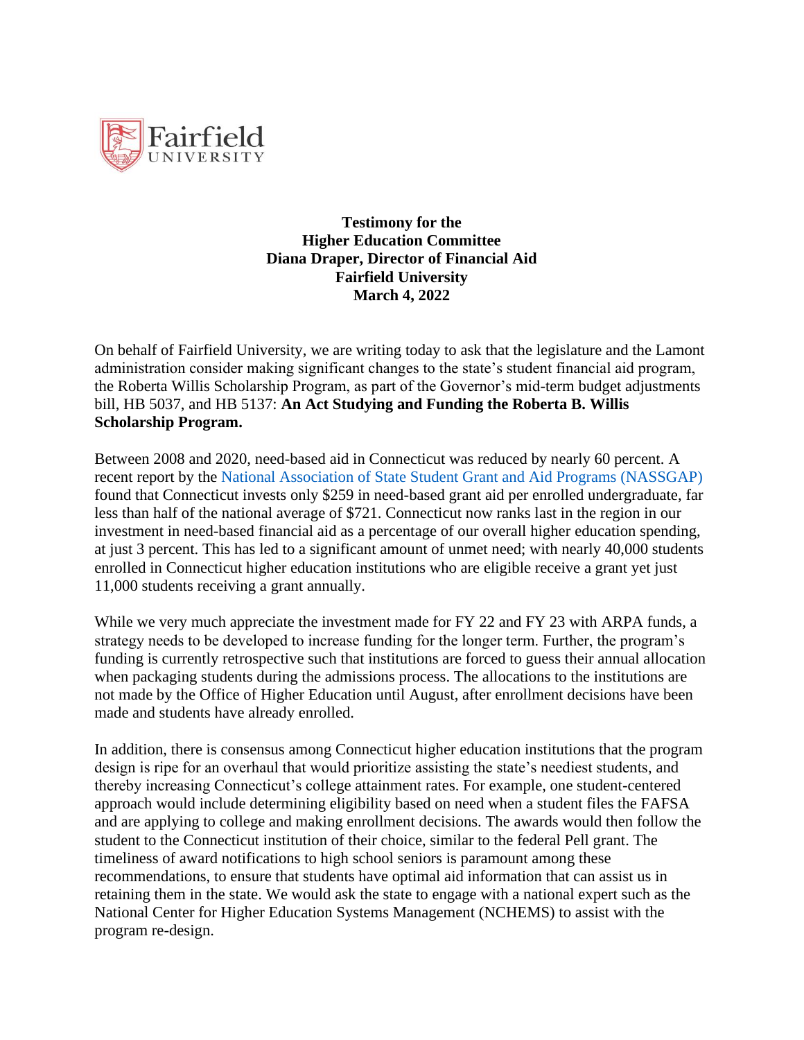**Testimony for the**
**Higher Education Committee**
**Diana Draper, Director of Financial Aid**
**Fairfield University**
**March 4, 2022**

On behalf of Fairfield University, we are writing today to ask that the legislature and the Lamont administration consider making significant changes to the state's student financial aid program, the Roberta Willis Scholarship Program, as part of the Governor's mid-term budget adjustments bill, HB 5037, and HB 5137: **An Act Studying and Funding the Roberta B. Willis Scholarship Program.**

Between 2008 and 2020, need-based aid in Connecticut was reduced by nearly 60 percent. A recent report by the National Association of State Student Grant and Aid Programs (NASSGAP) found that Connecticut invests only $259 in need-based grant aid per enrolled undergraduate, far less than half of the national average of $721. Connecticut now ranks last in the region in our investment in need-based financial aid as a percentage of our overall higher education spending, at just 3 percent. This has led to a significant amount of unmet need; with nearly 40,000 students enrolled in Connecticut higher education institutions who are eligible receive a grant yet just 11,000 students receiving a grant annually.

While we very much appreciate the investment made for FY 22 and FY 23 with ARPA funds, a strategy needs to be developed to increase funding for the longer term. Further, the program's funding is currently retrospective such that institutions are forced to guess their annual allocation when packaging students during the admissions process. The allocations to the institutions are not made by the Office of Higher Education until August, after enrollment decisions have been made and students have already enrolled.

In addition, there is consensus among Connecticut higher education institutions that the program design is ripe for an overhaul that would prioritize assisting the state's neediest students, and thereby increasing Connecticut's college attainment rates. For example, one student-centered approach would include determining eligibility based on need when a student files the FAFSA and are applying to college and making enrollment decisions. The awards would then follow the student to the Connecticut institution of their choice, similar to the federal Pell grant. The timeliness of award notifications to high school seniors is paramount among these recommendations, to ensure that students have optimal aid information that can assist us in retaining them in the state. We would ask the state to engage with a national expert such as the National Center for Higher Education Systems Management (NCHEMS) to assist with the program re-design.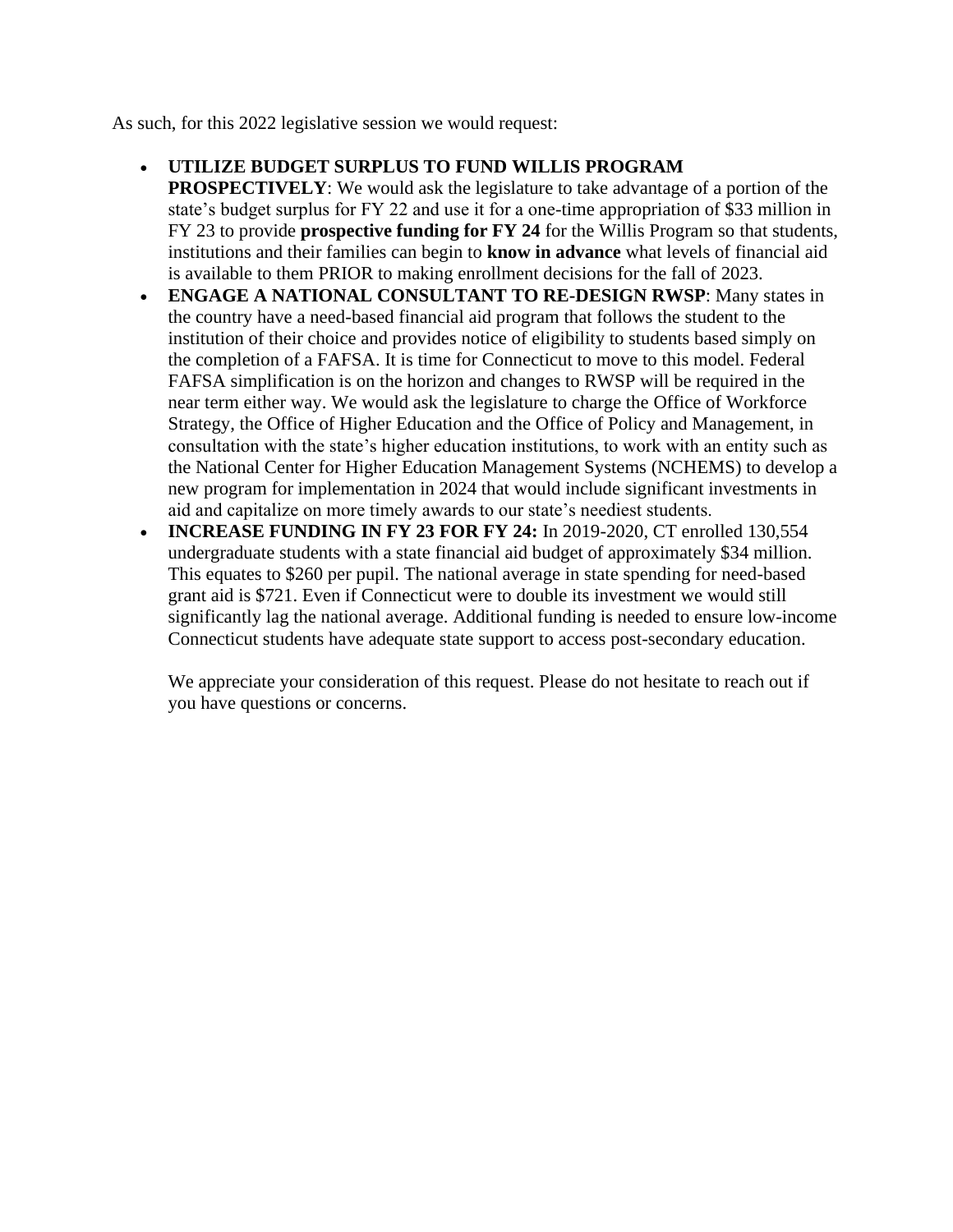As such, for this 2022 legislative session we would request:

- **UTILIZE BUDGET SURPLUS TO FUND WILLIS PROGRAM PROSPECTIVELY**: We would ask the legislature to take advantage of a portion of the state's budget surplus for FY 22 and use it for a one-time appropriation of $33 million in FY 23 to provide **prospective funding for FY 24** for the Willis Program so that students, institutions and their families can begin to **know in advance** what levels of financial aid is available to them PRIOR to making enrollment decisions for the fall of 2023.
- **ENGAGE A NATIONAL CONSULTANT TO RE-DESIGN RWSP**: Many states in the country have a need-based financial aid program that follows the student to the institution of their choice and provides notice of eligibility to students based simply on the completion of a FAFSA. It is time for Connecticut to move to this model. Federal FAFSA simplification is on the horizon and changes to RWSP will be required in the near term either way. We would ask the legislature to charge the Office of Workforce Strategy, the Office of Higher Education and the Office of Policy and Management, in consultation with the state's higher education institutions, to work with an entity such as the National Center for Higher Education Management Systems (NCHEMS) to develop a new program for implementation in 2024 that would include significant investments in aid and capitalize on more timely awards to our state's neediest students.
- **INCREASE FUNDING IN FY 23 FOR FY 24:** In 2019-2020, CT enrolled 130,554 undergraduate students with a state financial aid budget of approximately $34 million. This equates to $260 per pupil. The national average in state spending for need-based grant aid is $721. Even if Connecticut were to double its investment we would still significantly lag the national average. Additional funding is needed to ensure low-income Connecticut students have adequate state support to access post-secondary education.

We appreciate your consideration of this request. Please do not hesitate to reach out if you have questions or concerns.